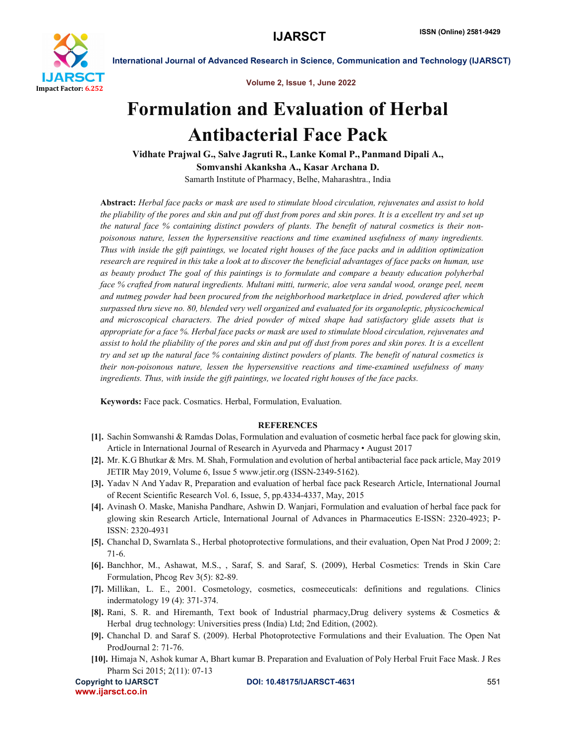# Formulation and Evaluation of Herbal Antibacterial Face Pack

**Vidhate Prajwal G., Salve Jagruti R., Lanke Komal P., Panmand Dipali A., Somvanshi Akanksha A., Kasar Archana D.**

Samarth Institute of Pharmacy, Belhe, Maharashtra., India

**Abstract:** *Herbal face packs or mask are used to stimulate blood circulation, rejuvenates and assist to hold the pliability of the pores and skin and put off dust from pores and skin pores. It is a excellent try and set up the natural face % containing distinct powders of plants. The benefit of natural cosmetics is their non-poisonous nature, lessen the hypersensitive reactions and time examined usefulness of many ingredients. Thus with inside the gift paintings, we located right houses of the face packs and in addition optimization research are required in this take a look at to discover the beneficial advantages of face packs on human, use as beauty product The goal of this paintings is to formulate and compare a beauty education polyherbal face % crafted from natural ingredients. Multani mitti, turmeric, aloe vera sandal wood, orange peel, neem and nutmeg powder had been procured from the neighborhood marketplace in dried, powdered after which surpassed thru sieve no. 80, blended very well organized and evaluated for its organoleptic, physicochemical and microscopical characters. The dried powder of mixed shape had satisfactory glide assets that is appropriate for a face %. Herbal face packs or mask are used to stimulate blood circulation, rejuvenates and assist to hold the pliability of the pores and skin and put off dust from pores and skin pores. It is a excellent try and set up the natural face % containing distinct powders of plants. The benefit of natural cosmetics is their non-poisonous nature, lessen the hypersensitive reactions and time-examined usefulness of many ingredients. Thus, with inside the gift paintings, we located right houses of the face packs.*

**Keywords:** Face pack. Cosmatics. Herbal, Formulation, Evaluation.

## REFERENCES

**[1].** Sachin Somwanshi & Ramdas Dolas, Formulation and evaluation of cosmetic herbal face pack for glowing skin, Article in International Journal of Research in Ayurveda and Pharmacy • August 2017

**[2].** Mr. K.G Bhutkar & Mrs. M. Shah, Formulation and evolution of herbal antibacterial face pack article, May 2019 JETIR May 2019, Volume 6, Issue 5 www.jetir.org (ISSN-2349-5162).

**[3].** Yadav N And Yadav R, Preparation and evaluation of herbal face pack Research Article, International Journal of Recent Scientific Research Vol. 6, Issue, 5, pp.4334-4337, May, 2015

**[4].** Avinash O. Maske, Manisha Pandhare, Ashwin D. Wanjari, Formulation and evaluation of herbal face pack for glowing skin Research Article, International Journal of Advances in Pharmaceutics E-ISSN: 2320-4923; P-ISSN: 2320-4931

**[5].** Chanchal D, Swarnlata S., Herbal photoprotective formulations, and their evaluation, Open Nat Prod J 2009; 2: 71-6.

**[6].** Banchhor, M., Ashawat, M.S., , Saraf, S. and Saraf, S. (2009), Herbal Cosmetics: Trends in Skin Care Formulation, Phcog Rev 3(5): 82-89.

**[7].** Millikan, L. E., 2001. Cosmetology, cosmetics, cosmeceuticals: definitions and regulations. Clinics indermatology 19 (4): 371-374.

**[8].** Rani, S. R. and Hiremanth, Text book of Industrial pharmacy,Drug delivery systems & Cosmetics & Herbal drug technology: Universities press (India) Ltd; 2nd Edition, (2002).

**[9].** Chanchal D. and Saraf S. (2009). Herbal Photoprotective Formulations and their Evaluation. The Open Nat ProdJournal 2: 71-76.

**[10].** Himaja N, Ashok kumar A, Bhart kumar B. Preparation and Evaluation of Poly Herbal Fruit Face Mask. J Res Pharm Sci 2015; 2(11): 07-13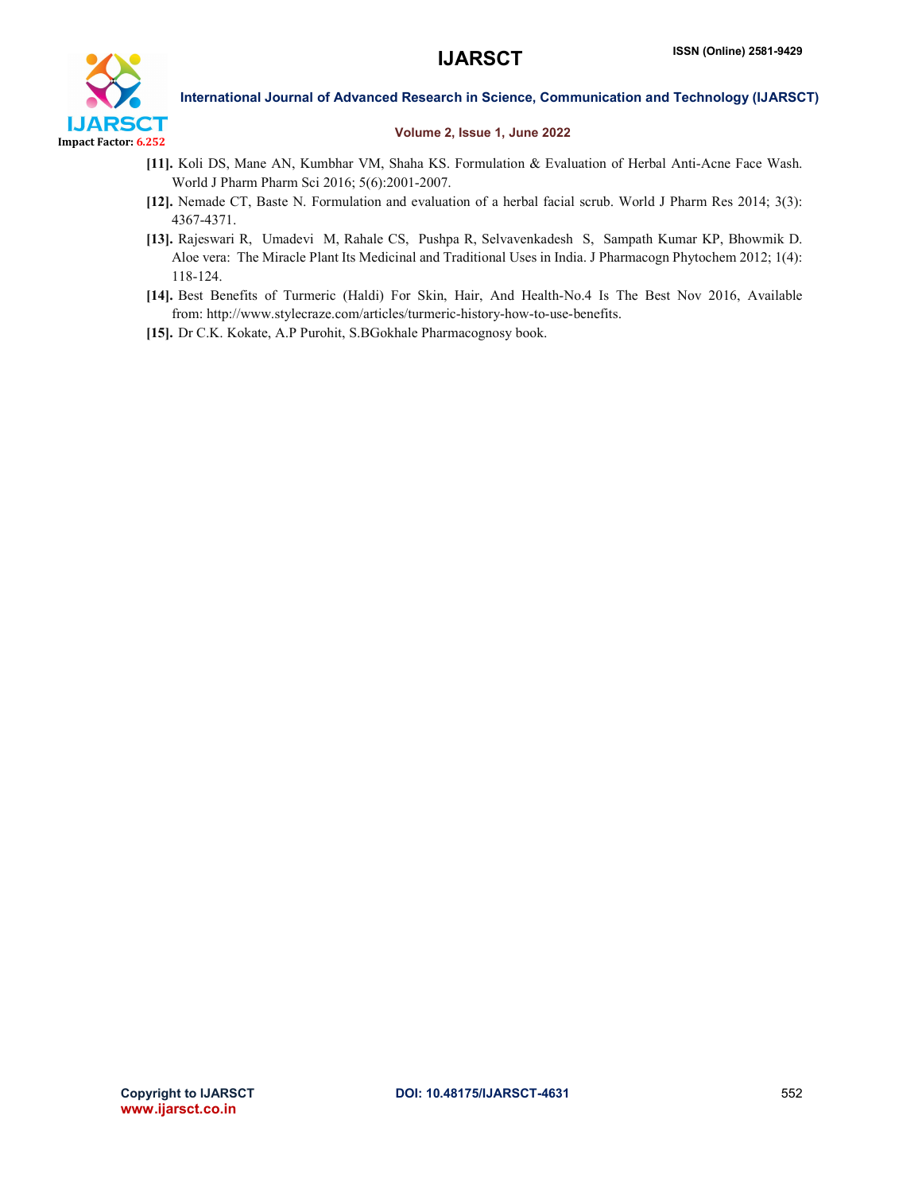**[11].** Koli DS, Mane AN, Kumbhar VM, Shaha KS. Formulation & Evaluation of Herbal Anti-Acne Face Wash. World J Pharm Pharm Sci 2016; 5(6):2001-2007.

**[12].** Nemade CT, Baste N. Formulation and evaluation of a herbal facial scrub. World J Pharm Res 2014; 3(3): 4367-4371.

**[13].** Rajeswari R, Umadevi M, Rahale CS, Pushpa R, Selvavenkadesh S, Sampath Kumar KP, Bhowmik D. Aloe vera: The Miracle Plant Its Medicinal and Traditional Uses in India. J Pharmacogn Phytochem 2012; 1(4): 118-124.

**[14].** Best Benefits of Turmeric (Haldi) For Skin, Hair, And Health-No.4 Is The Best Nov 2016, Available from: http://www.stylecraze.com/articles/turmeric-history-how-to-use-benefits.

**[15].** Dr C.K. Kokate, A.P Purohit, S.BGokhale Pharmacognosy book.